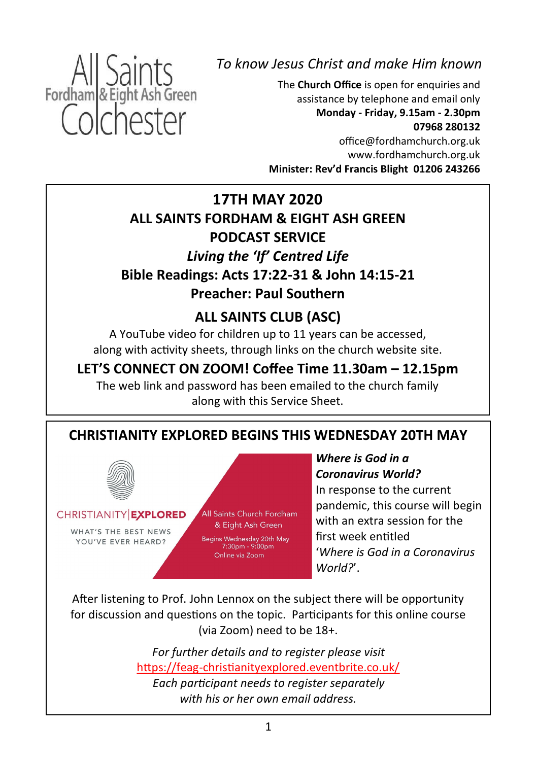All Saints
Fordham & Eight Ash Green
Colchester

*To know Jesus Christ and make Him known*

The **Church Office** is open for enquiries and assistance by telephone and email only
**Monday - Friday, 9.15am - 2.30pm**
**07968 280132**
office@fordhamchurch.org.uk
www.fordhamchurch.org.uk
**Minister: Rev'd Francis Blight 01206 243266**

## 17TH MAY 2020

## ALL SAINTS FORDHAM & EIGHT ASH GREEN PODCAST SERVICE

***Living the 'If' Centred Life***

**Bible Readings: Acts 17:22-31 & John 14:15-21**

**Preacher: Paul Southern**

## ALL SAINTS CLUB (ASC)

A YouTube video for children up to 11 years can be accessed, along with activity sheets, through links on the church website site.

## LET'S CONNECT ON ZOOM! Coffee Time 11.30am – 12.15pm

The web link and password has been emailed to the church family along with this Service Sheet.

## CHRISTIANITY EXPLORED BEGINS THIS WEDNESDAY 20TH MAY

CHRISTIANITY|EXPLORED
WHAT'S THE BEST NEWS YOU'VE EVER HEARD?

All Saints Church Fordham & Eight Ash Green
Begins Wednesday 20th May
7:30pm - 9:00pm
Online via Zoom

***Where is God in a Coronavirus World?***

In response to the current pandemic, this course will begin with an extra session for the first week entitled '*Where is God in a Coronavirus World?*'.

After listening to Prof. John Lennox on the subject there will be opportunity for discussion and questions on the topic. Participants for this online course (via Zoom) need to be 18+.

*For further details and to register please visit*
https://feag-christianityexplored.eventbrite.co.uk/
*Each participant needs to register separately with his or her own email address.*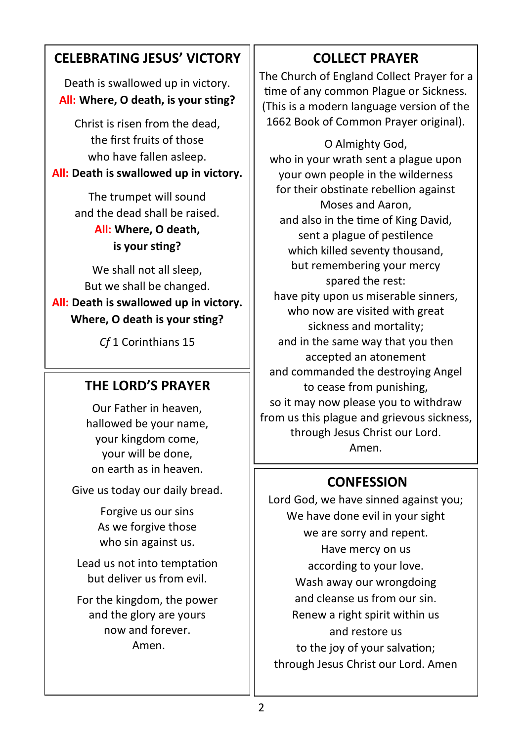## CELEBRATING JESUS' VICTORY

Death is swallowed up in victory.
**All: Where, O death, is your sting?**

Christ is risen from the dead,
the first fruits of those
who have fallen asleep.
**All: Death is swallowed up in victory.**

The trumpet will sound
and the dead shall be raised.
**All: Where, O death,
is your sting?**

We shall not all sleep,
But we shall be changed.
**All: Death is swallowed up in victory.
Where, O death is your sting?**

*Cf* 1 Corinthians 15

## THE LORD'S PRAYER

Our Father in heaven,
hallowed be your name,
your kingdom come,
your will be done,
on earth as in heaven.

Give us today our daily bread.

Forgive us our sins
As we forgive those
who sin against us.

Lead us not into temptation
but deliver us from evil.

For the kingdom, the power
and the glory are yours
now and forever.
Amen.

## COLLECT PRAYER

The Church of England Collect Prayer for a time of any common Plague or Sickness. (This is a modern language version of the 1662 Book of Common Prayer original).

O Almighty God,
who in your wrath sent a plague upon
your own people in the wilderness
for their obstinate rebellion against
Moses and Aaron,
and also in the time of King David,
sent a plague of pestilence
which killed seventy thousand,
but remembering your mercy
spared the rest:
have pity upon us miserable sinners,
who now are visited with great
sickness and mortality;
and in the same way that you then
accepted an atonement
and commanded the destroying Angel
to cease from punishing,
so it may now please you to withdraw
from us this plague and grievous sickness,
through Jesus Christ our Lord.
Amen.

## CONFESSION

Lord God, we have sinned against you;
We have done evil in your sight
we are sorry and repent.
Have mercy on us
according to your love.
Wash away our wrongdoing
and cleanse us from our sin.
Renew a right spirit within us
and restore us
to the joy of your salvation;
through Jesus Christ our Lord. Amen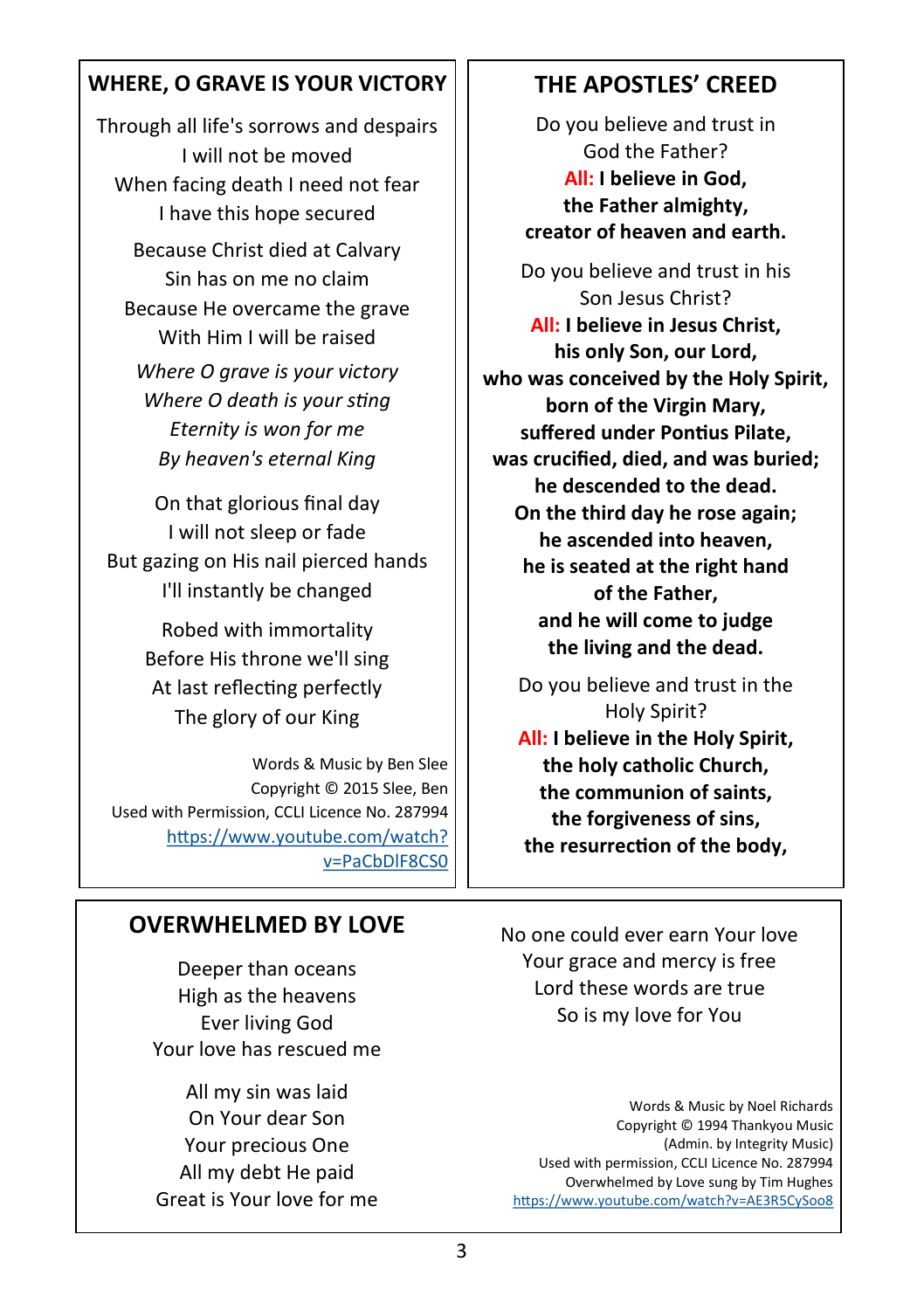## WHERE, O GRAVE IS YOUR VICTORY

Through all life's sorrows and despairs
I will not be moved
When facing death I need not fear
I have this hope secured

Because Christ died at Calvary
Sin has on me no claim
Because He overcame the grave
With Him I will be raised

*Where O grave is your victory*
*Where O death is your sting*
*Eternity is won for me*
*By heaven's eternal King*

On that glorious final day
I will not sleep or fade
But gazing on His nail pierced hands
I'll instantly be changed

Robed with immortality
Before His throne we'll sing
At last reflecting perfectly
The glory of our King

Words & Music by Ben Slee
Copyright © 2015 Slee, Ben
Used with Permission, CCLI Licence No. 287994
https://www.youtube.com/watch?v=PaCbDlF8CS0

## THE APOSTLES' CREED

Do you believe and trust in God the Father?
All: **I believe in God, the Father almighty, creator of heaven and earth.**

Do you believe and trust in his Son Jesus Christ?
All: **I believe in Jesus Christ, his only Son, our Lord, who was conceived by the Holy Spirit, born of the Virgin Mary, suffered under Pontius Pilate, was crucified, died, and was buried; he descended to the dead. On the third day he rose again; he ascended into heaven, he is seated at the right hand of the Father, and he will come to judge the living and the dead.**

Do you believe and trust in the Holy Spirit?
All: **I believe in the Holy Spirit, the holy catholic Church, the communion of saints, the forgiveness of sins, the resurrection of the body,**

## OVERWHELMED BY LOVE

Deeper than oceans
High as the heavens
Ever living God
Your love has rescued me

All my sin was laid
On Your dear Son
Your precious One
All my debt He paid
Great is Your love for me

No one could ever earn Your love
Your grace and mercy is free
Lord these words are true
So is my love for You

Words & Music by Noel Richards
Copyright © 1994 Thankyou Music
(Admin. by Integrity Music)
Used with permission, CCLI Licence No. 287994
Overwhelmed by Love sung by Tim Hughes
https://www.youtube.com/watch?v=AE3R5CySoo8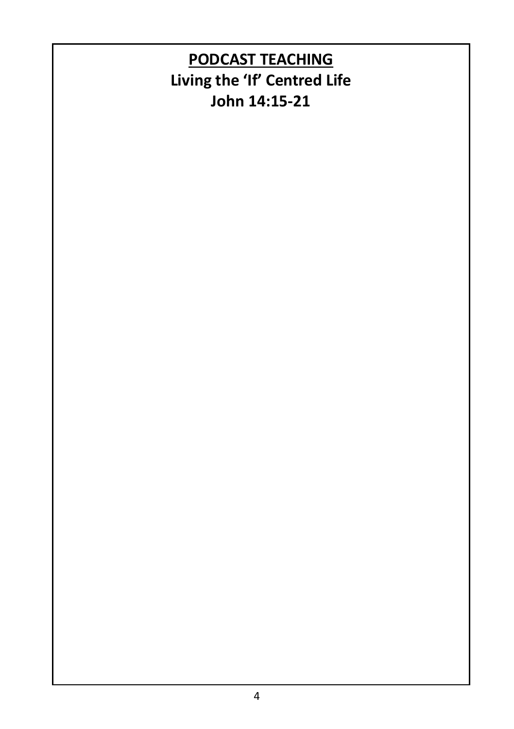## PODCAST TEACHING

**Living the 'If' Centred Life**

**John 14:15-21**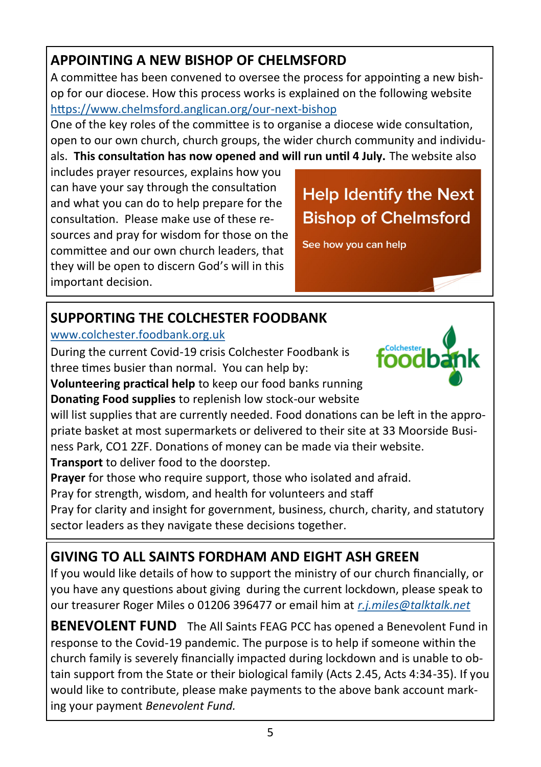## APPOINTING A NEW BISHOP OF CHELMSFORD

A committee has been convened to oversee the process for appointing a new bishop for our diocese. How this process works is explained on the following website https://www.chelmsford.anglican.org/our-next-bishop

One of the key roles of the committee is to organise a diocese wide consultation, open to our own church, church groups, the wider church community and individuals. **This consultation has now opened and will run until 4 July.** The website also includes prayer resources, explains how you can have your say through the consultation and what you can do to help prepare for the consultation. Please make use of these resources and pray for wisdom for those on the committee and our own church leaders, that they will be open to discern God's will in this important decision.

Help Identify the Next Bishop of Chelmsford

See how you can help

## SUPPORTING THE COLCHESTER FOODBANK

www.colchester.foodbank.org.uk

During the current Covid-19 crisis Colchester Foodbank is three times busier than normal. You can help by:

**Volunteering practical help** to keep our food banks running

**Donating Food supplies** to replenish low stock-our website will list supplies that are currently needed. Food donations can be left in the appropriate basket at most supermarkets or delivered to their site at 33 Moorside Business Park, CO1 2ZF. Donations of money can be made via their website.

**Transport** to deliver food to the doorstep.

**Prayer** for those who require support, those who isolated and afraid.

Pray for strength, wisdom, and health for volunteers and staff

Pray for clarity and insight for government, business, church, charity, and statutory sector leaders as they navigate these decisions together.

## GIVING TO ALL SAINTS FORDHAM AND EIGHT ASH GREEN

If you would like details of how to support the ministry of our church financially, or you have any questions about giving during the current lockdown, please speak to our treasurer Roger Miles o 01206 396477 or email him at *r.j.miles@talktalk.net*

**BENEVOLENT FUND** The All Saints FEAG PCC has opened a Benevolent Fund in response to the Covid-19 pandemic. The purpose is to help if someone within the church family is severely financially impacted during lockdown and is unable to obtain support from the State or their biological family (Acts 2.45, Acts 4:34-35). If you would like to contribute, please make payments to the above bank account marking your payment *Benevolent Fund.*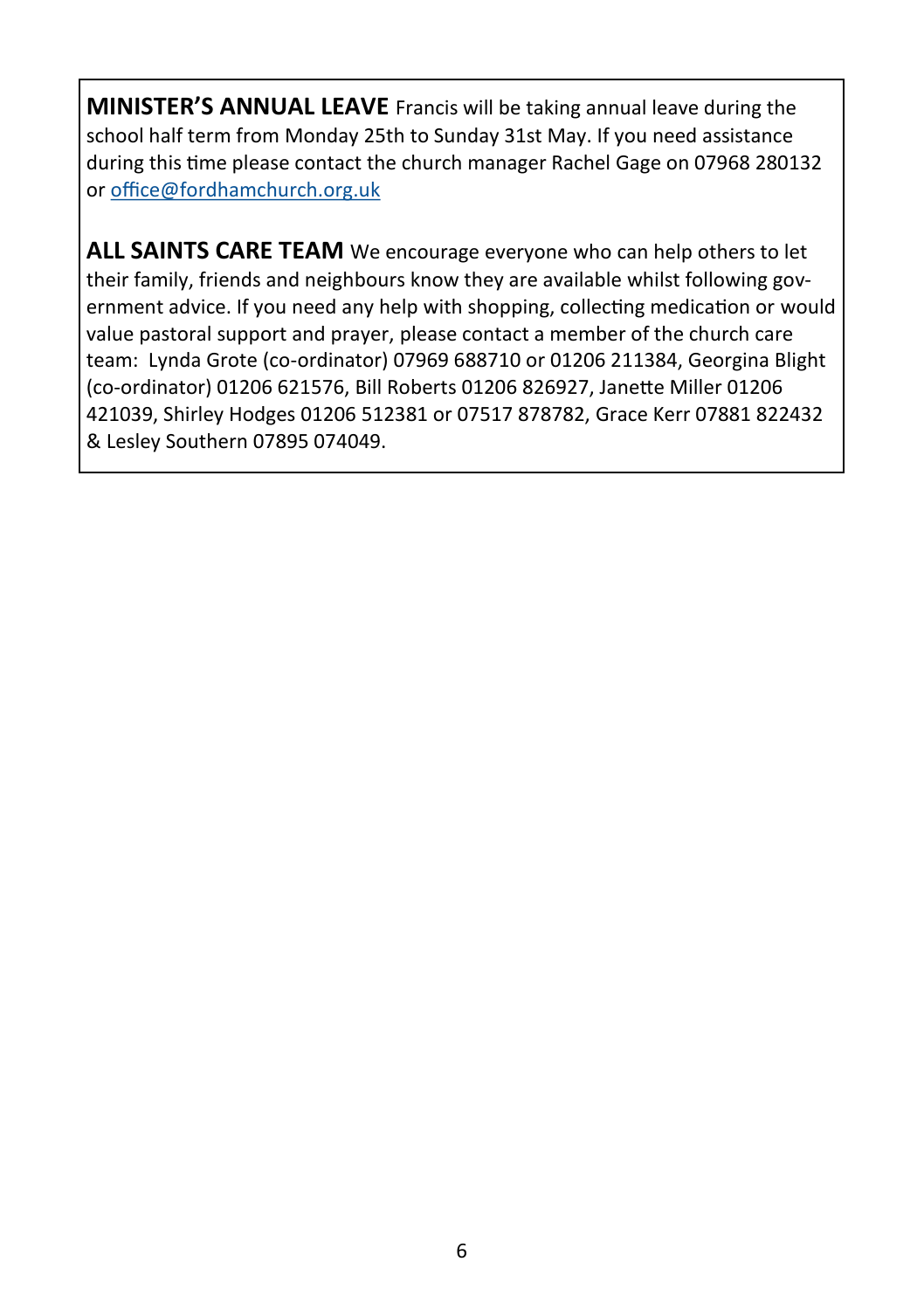**MINISTER'S ANNUAL LEAVE** Francis will be taking annual leave during the school half term from Monday 25th to Sunday 31st May. If you need assistance during this time please contact the church manager Rachel Gage on 07968 280132 or [office@fordhamchurch.org.uk](mailto:office@fordhamchurch.org.uk)

**ALL SAINTS CARE TEAM** We encourage everyone who can help others to let their family, friends and neighbours know they are available whilst following government advice. If you need any help with shopping, collecting medication or would value pastoral support and prayer, please contact a member of the church care team: Lynda Grote (co-ordinator) 07969 688710 or 01206 211384, Georgina Blight (co-ordinator) 01206 621576, Bill Roberts 01206 826927, Janette Miller 01206 421039, Shirley Hodges 01206 512381 or 07517 878782, Grace Kerr 07881 822432 & Lesley Southern 07895 074049.